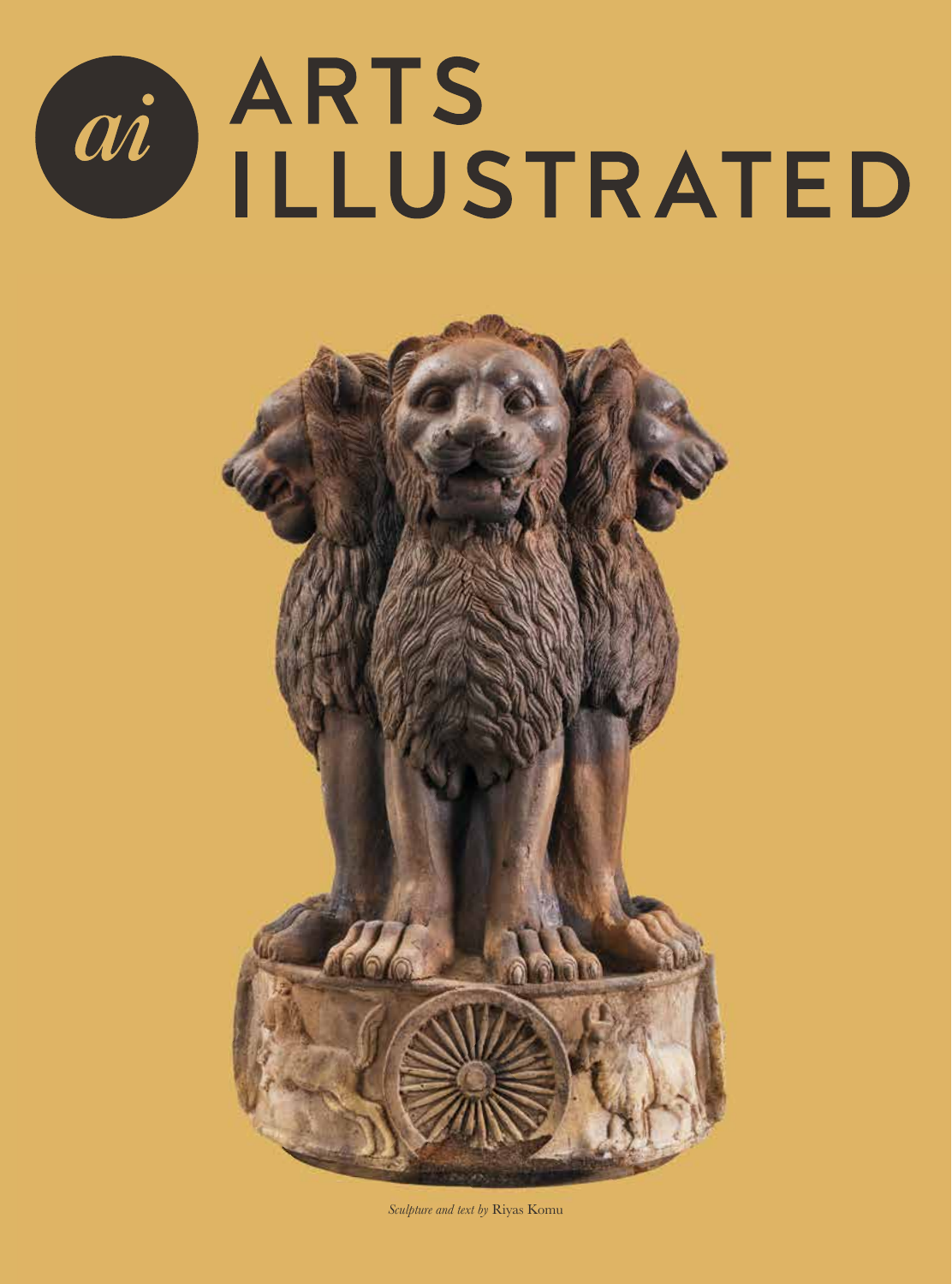# ARTS ILLUSTRATED

*Sculpture and text by* Riyas Komu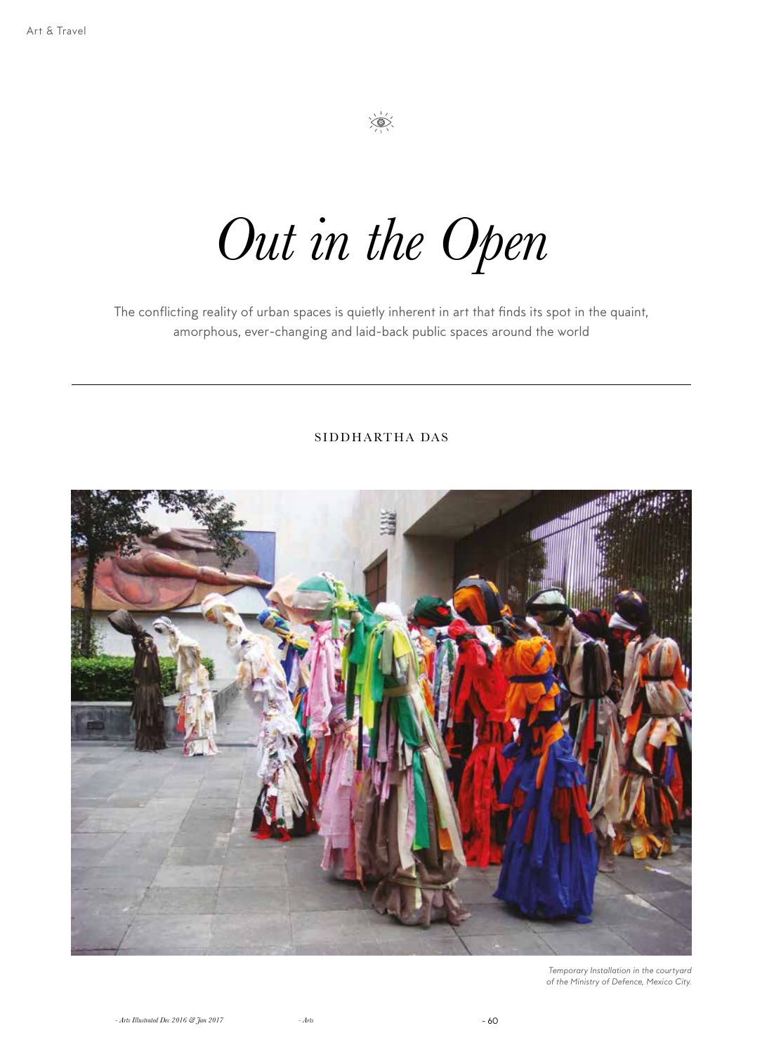# Out in the Open

The conflicting reality of urban spaces is quietly inherent in art that finds its spot in the quaint, amorphous, ever-changing and laid-back public spaces around the world

SIDDHARTHA DAS

*Temporary Installation in the courtyard of the Ministry of Defence, Mexico City.*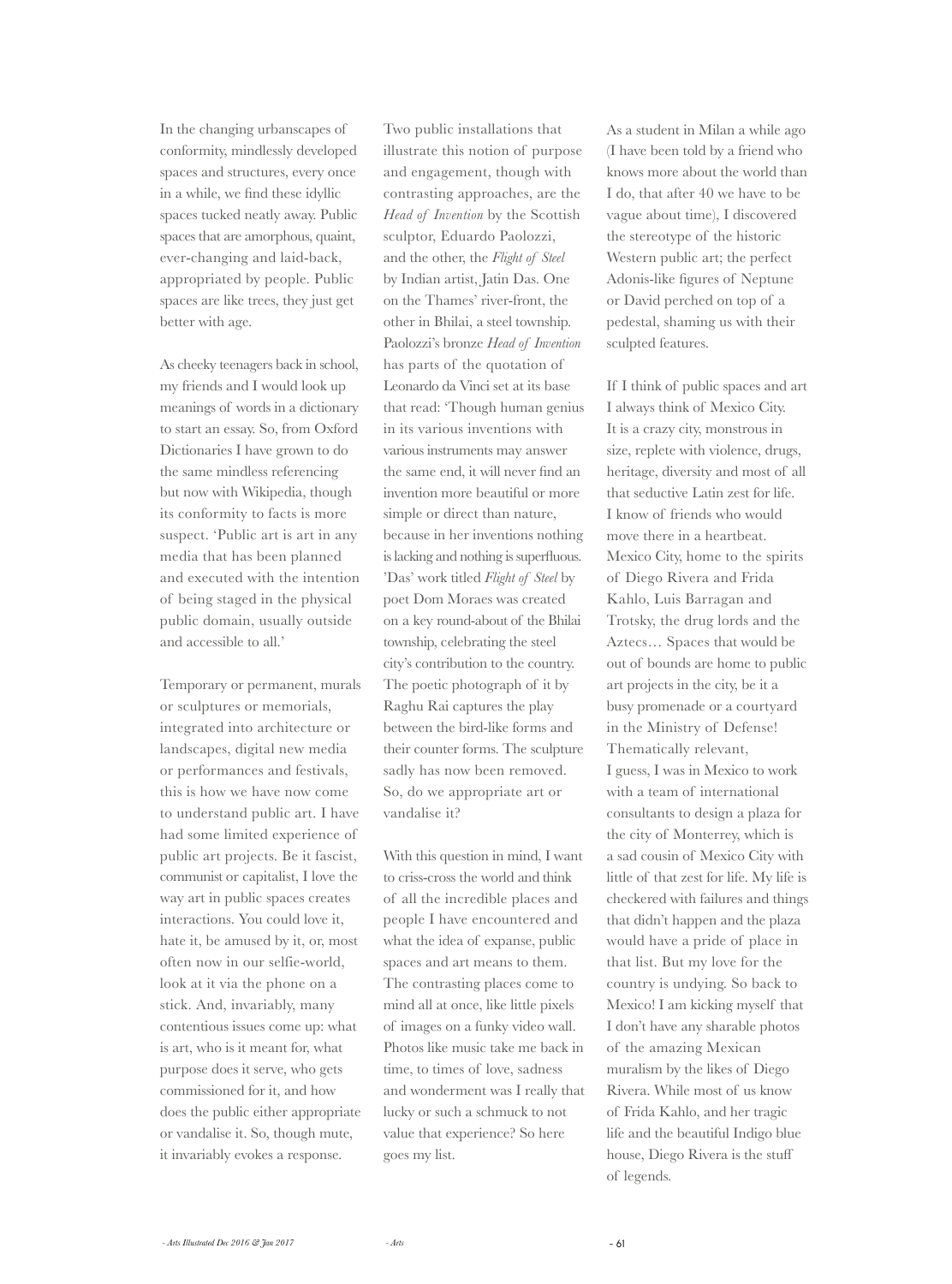In the changing urbanscapes of conformity, mindlessly developed spaces and structures, every once in a while, we find these idyllic spaces tucked neatly away. Public spaces that are amorphous, quaint, ever-changing and laid-back, appropriated by people. Public spaces are like trees, they just get better with age.

As cheeky teenagers back in school, my friends and I would look up meanings of words in a dictionary to start an essay. So, from Oxford Dictionaries I have grown to do the same mindless referencing but now with Wikipedia, though its conformity to facts is more suspect. 'Public art is art in any media that has been planned and executed with the intention of being staged in the physical public domain, usually outside and accessible to all.'

Temporary or permanent, murals or sculptures or memorials, integrated into architecture or landscapes, digital new media or performances and festivals, this is how we have now come to understand public art. I have had some limited experience of public art projects. Be it fascist, communist or capitalist, I love the way art in public spaces creates interactions. You could love it, hate it, be amused by it, or, most often now in our selfie-world, look at it via the phone on a stick. And, invariably, many contentious issues come up: what is art, who is it meant for, what purpose does it serve, who gets commissioned for it, and how does the public either appropriate or vandalise it. So, though mute, it invariably evokes a response.

Two public installations that illustrate this notion of purpose and engagement, though with contrasting approaches, are the *Head of Invention* by the Scottish sculptor, Eduardo Paolozzi, and the other, the *Flight of Steel* by Indian artist, Jatin Das. One on the Thames' river-front, the other in Bhilai, a steel township. Paolozzi's bronze *Head of Invention* has parts of the quotation of Leonardo da Vinci set at its base that read: 'Though human genius in its various inventions with various instruments may answer the same end, it will never find an invention more beautiful or more simple or direct than nature, because in her inventions nothing is lacking and nothing is superfluous. 'Das' work titled *Flight of Steel* by poet Dom Moraes was created on a key round-about of the Bhilai township, celebrating the steel city's contribution to the country. The poetic photograph of it by Raghu Rai captures the play between the bird-like forms and their counter forms. The sculpture sadly has now been removed. So, do we appropriate art or vandalise it?

With this question in mind, I want to criss-cross the world and think of all the incredible places and people I have encountered and what the idea of expanse, public spaces and art means to them. The contrasting places come to mind all at once, like little pixels of images on a funky video wall. Photos like music take me back in time, to times of love, sadness and wonderment was I really that lucky or such a schmuck to not value that experience? So here goes my list.

As a student in Milan a while ago (I have been told by a friend who knows more about the world than I do, that after 40 we have to be vague about time), I discovered the stereotype of the historic Western public art; the perfect Adonis-like figures of Neptune or David perched on top of a pedestal, shaming us with their sculpted features.

If I think of public spaces and art I always think of Mexico City. It is a crazy city, monstrous in size, replete with violence, drugs, heritage, diversity and most of all that seductive Latin zest for life. I know of friends who would move there in a heartbeat. Mexico City, home to the spirits of Diego Rivera and Frida Kahlo, Luis Barragan and Trotsky, the drug lords and the Aztecs… Spaces that would be out of bounds are home to public art projects in the city, be it a busy promenade or a courtyard in the Ministry of Defense! Thematically relevant, I guess, I was in Mexico to work with a team of international consultants to design a plaza for the city of Monterrey, which is a sad cousin of Mexico City with little of that zest for life. My life is checkered with failures and things that didn't happen and the plaza would have a pride of place in that list. But my love for the country is undying. So back to Mexico! I am kicking myself that I don't have any sharable photos of the amazing Mexican muralism by the likes of Diego Rivera. While most of us know of Frida Kahlo, and her tragic life and the beautiful Indigo blue house, Diego Rivera is the stuff of legends.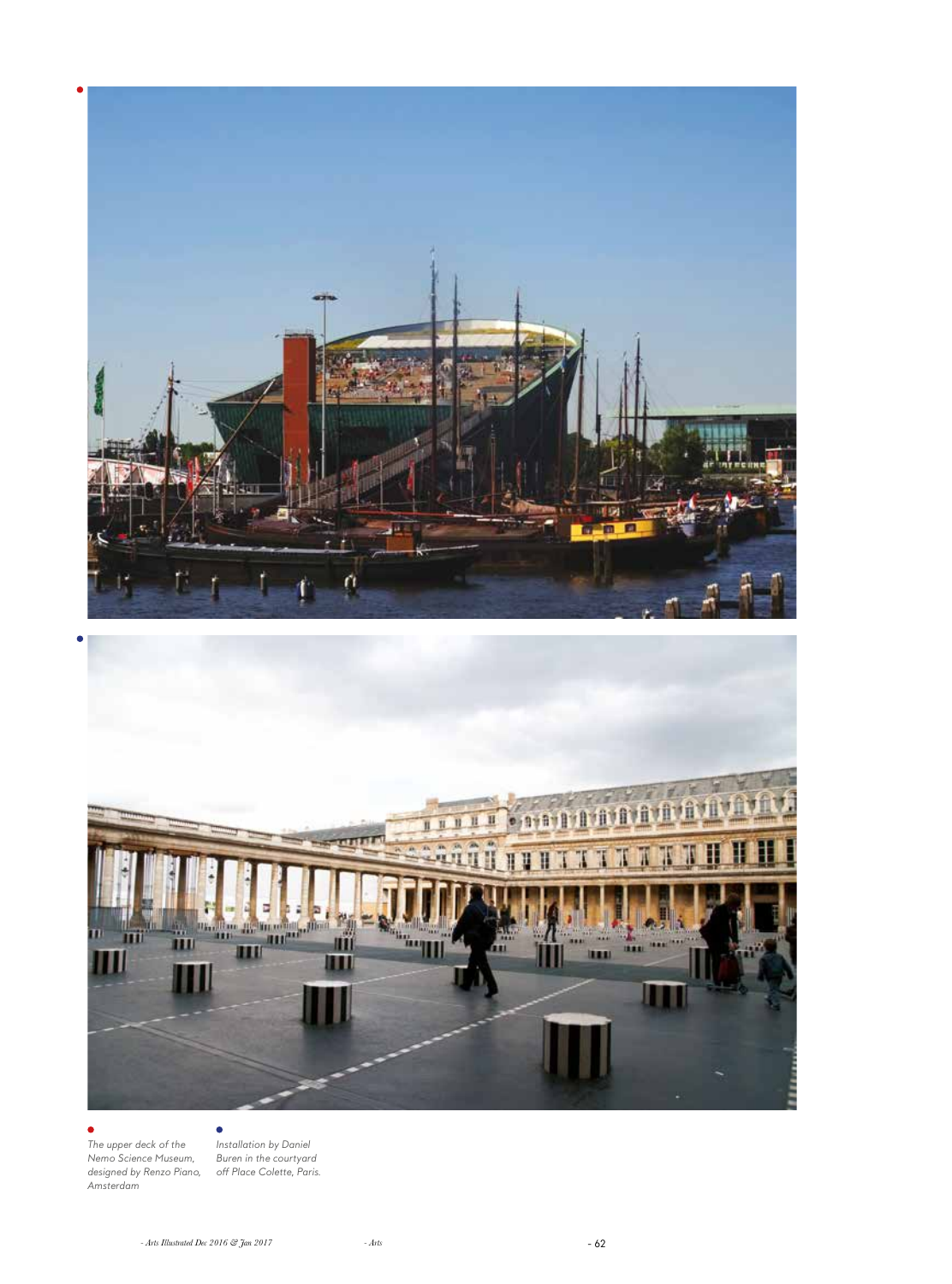The upper deck of the Nemo Science Museum, designed by Renzo Piano, Amsterdam

Installation by Daniel Buren in the courtyard off Place Colette, Paris.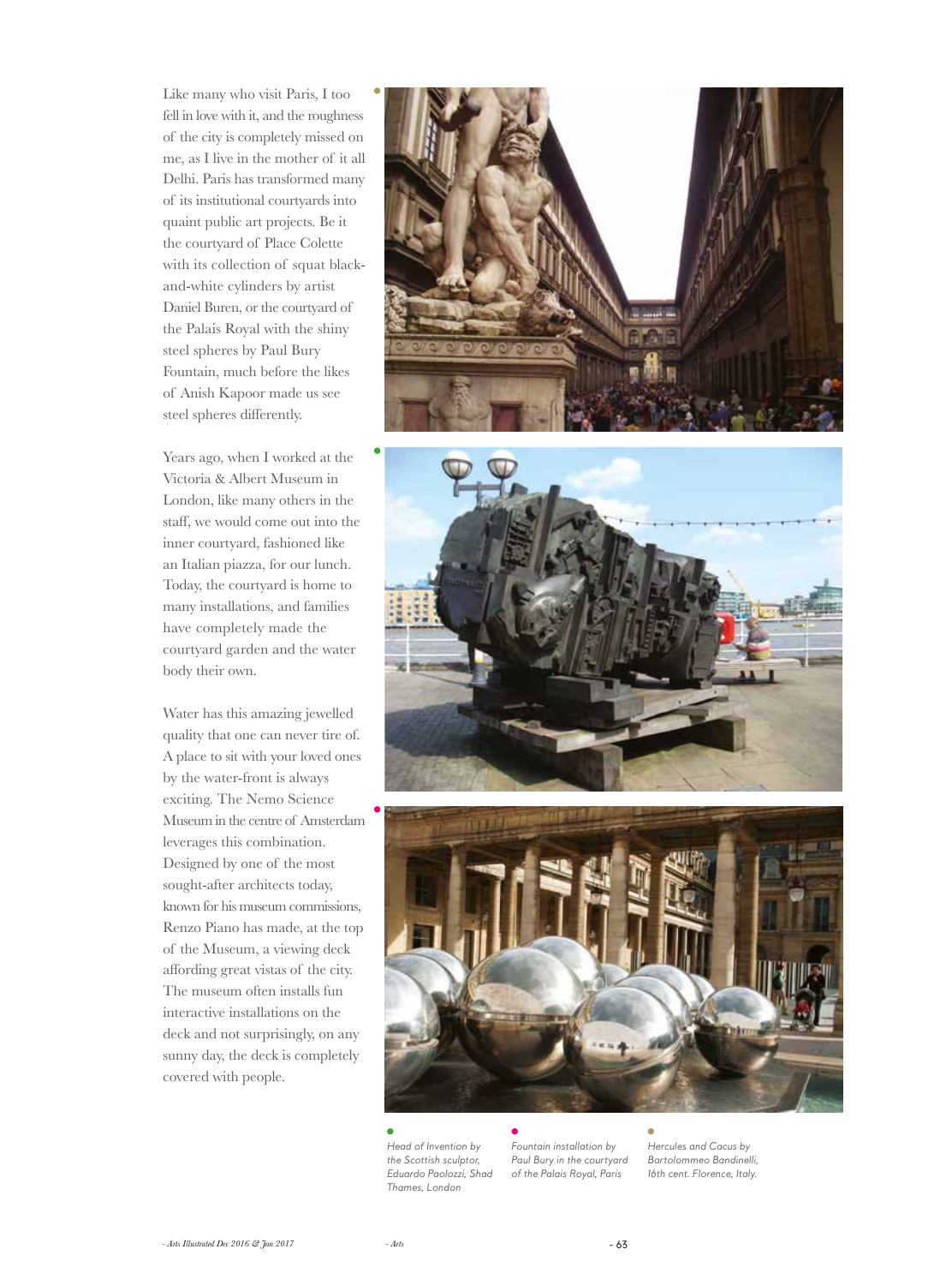Like many who visit Paris, I too fell in love with it, and the roughness of the city is completely missed on me, as I live in the mother of it all Delhi. Paris has transformed many of its institutional courtyards into quaint public art projects. Be it the courtyard of Place Colette with its collection of squat black-and-white cylinders by artist Daniel Buren, or the courtyard of the Palais Royal with the shiny steel spheres by Paul Bury Fountain, much before the likes of Anish Kapoor made us see steel spheres differently.

Years ago, when I worked at the Victoria & Albert Museum in London, like many others in the staff, we would come out into the inner courtyard, fashioned like an Italian piazza, for our lunch. Today, the courtyard is home to many installations, and families have completely made the courtyard garden and the water body their own.

Water has this amazing jewelled quality that one can never tire of. A place to sit with your loved ones by the water-front is always exciting. The Nemo Science Museum in the centre of Amsterdam leverages this combination. Designed by one of the most sought-after architects today, known for his museum commissions, Renzo Piano has made, at the top of the Museum, a viewing deck affording great vistas of the city. The museum often installs fun interactive installations on the deck and not surprisingly, on any sunny day, the deck is completely covered with people.

*Head of Invention by the Scottish sculptor, Eduardo Paolozzi, Shad Thames, London*

*Fountain installation by Paul Bury in the courtyard of the Palais Royal, Paris*

*Hercules and Cacus by Bartolommeo Bandinelli, 16th cent. Florence, Italy.*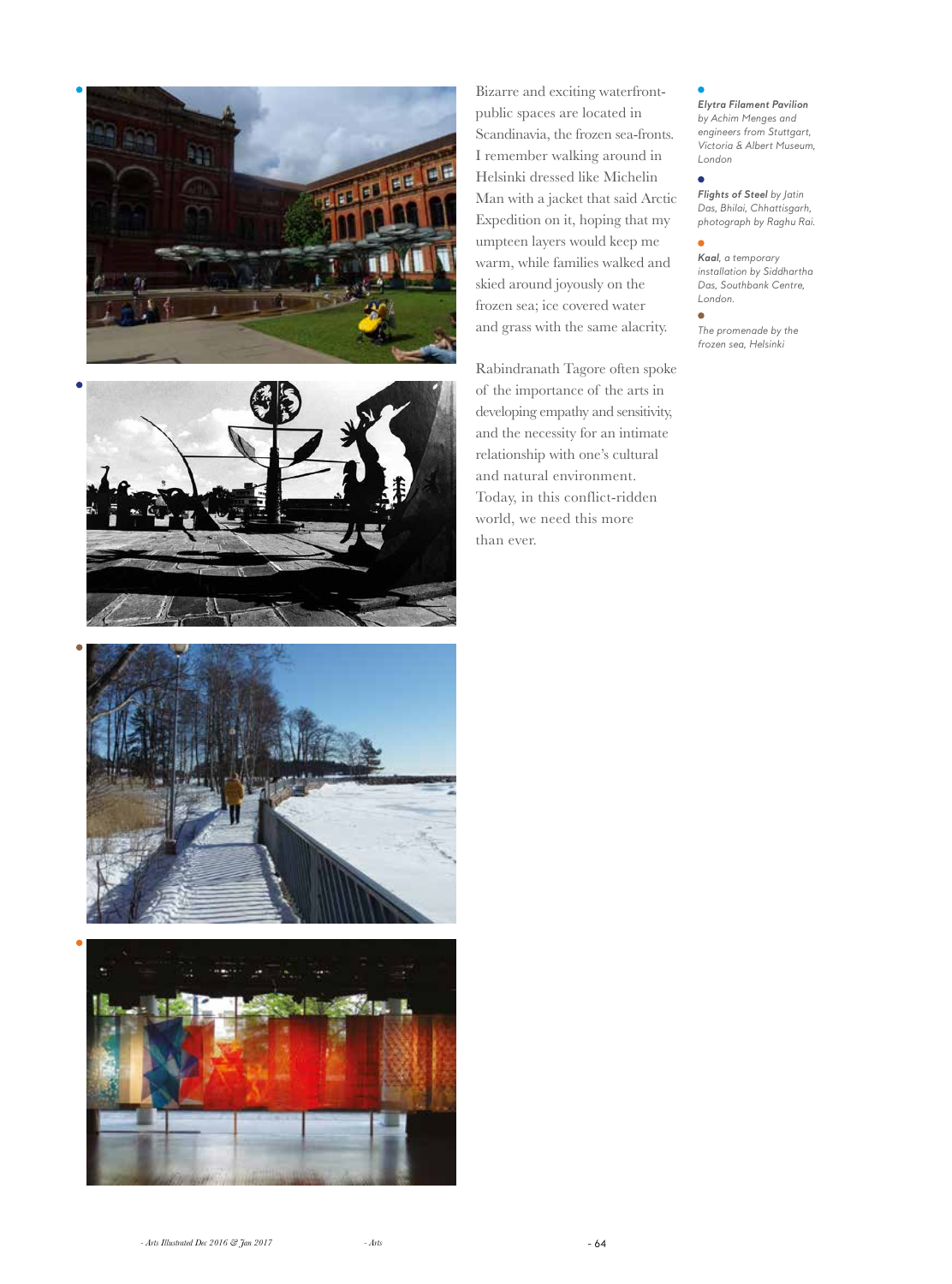Bizarre and exciting waterfront-public spaces are located in Scandinavia, the frozen sea-fronts. I remember walking around in Helsinki dressed like Michelin Man with a jacket that said Arctic Expedition on it, hoping that my umpteen layers would keep me warm, while families walked and skied around joyously on the frozen sea; ice covered water and grass with the same alacrity.

Rabindranath Tagore often spoke of the importance of the arts in developing empathy and sensitivity, and the necessity for an intimate relationship with one's cultural and natural environment. Today, in this conflict-ridden world, we need this more than ever.

***Elytra Filament Pavilion*** *by Achim Menges and engineers from Stuttgart, Victoria & Albert Museum, London*

***Flights of Steel*** *by Jatin Das, Bhilai, Chhattisgarh, photograph by Raghu Rai.*

***Kaal****, a temporary installation by Siddhartha Das, Southbank Centre, London.*

*The promenade by the frozen sea, Helsinki*